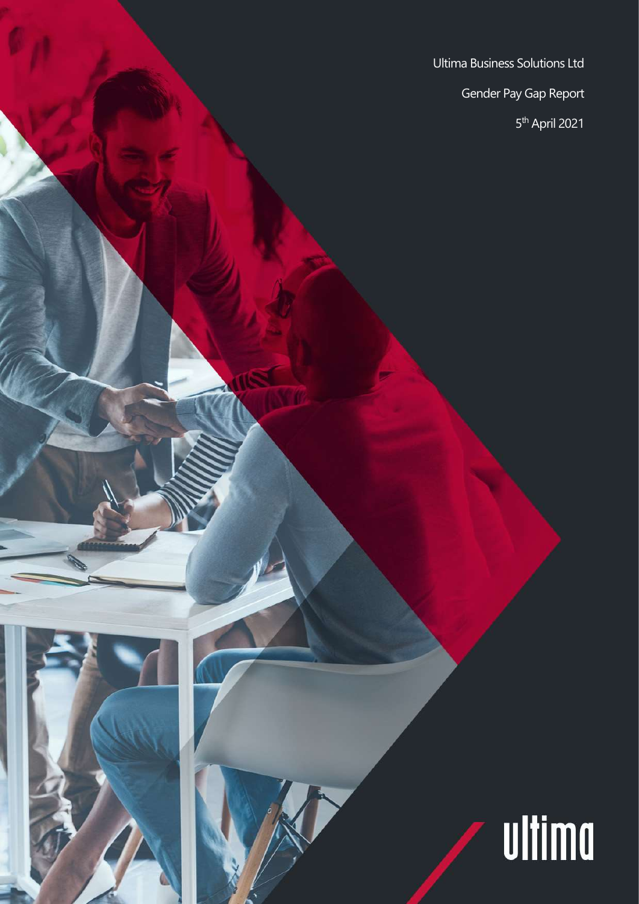Ultima Business Solutions Ltd

Gender Pay Gap Report

5th April 2021

ultima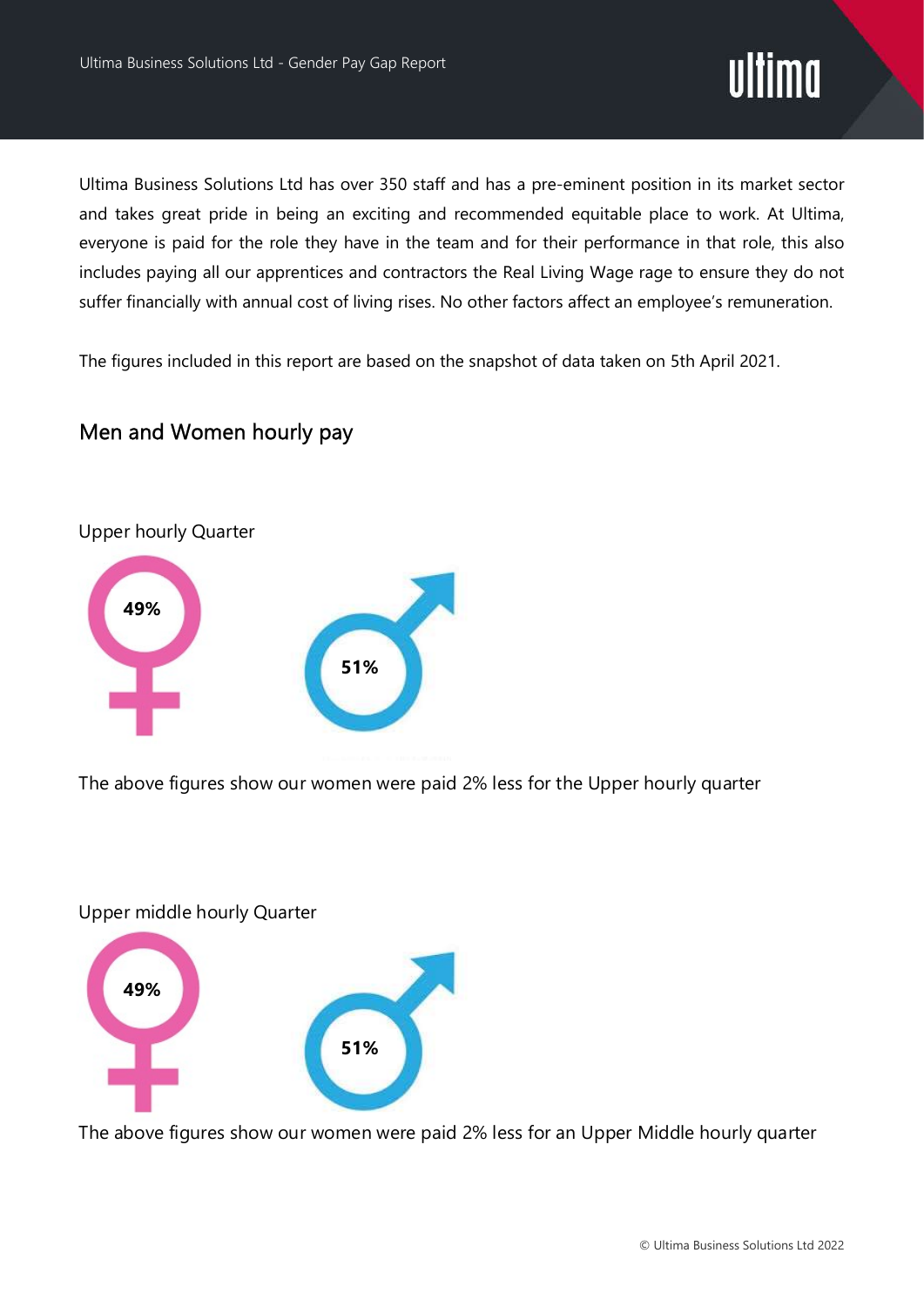Ultima Business Solutions Ltd has over 350 staff and has a pre-eminent position in its market sector and takes great pride in being an exciting and recommended equitable place to work. At Ultima, everyone is paid for the role they have in the team and for their performance in that role, this also includes paying all our apprentices and contractors the Real Living Wage rage to ensure they do not suffer financially with annual cost of living rises. No other factors affect an employee's remuneration.

The figures included in this report are based on the snapshot of data taken on 5th April 2021.

## Men and Women hourly pay

Upper hourly Quarter

**49%**

**51%**

The above figures show our women were paid 2% less for the Upper hourly quarter

Upper middle hourly Quarter

**49%**

**51%**

The above figures show our women were paid 2% less for an Upper Middle hourly quarter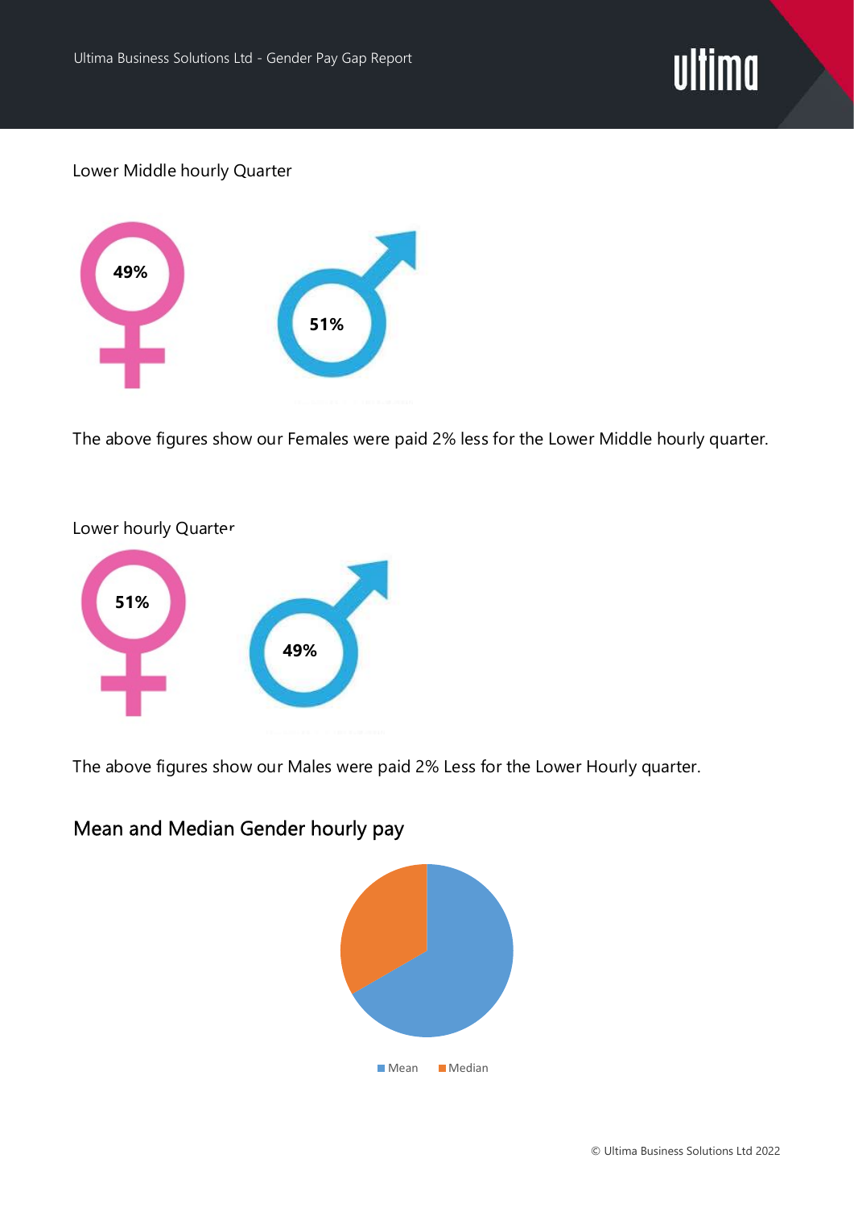Lower Middle hourly Quarter

49%

51%

The above figures show our Females were paid 2% less for the Lower Middle hourly quarter.

Lower hourly Quarter

51%

49%

The above figures show our Males were paid 2% Less for the Lower Hourly quarter.

## Mean and Median Gender hourly pay

Mean Median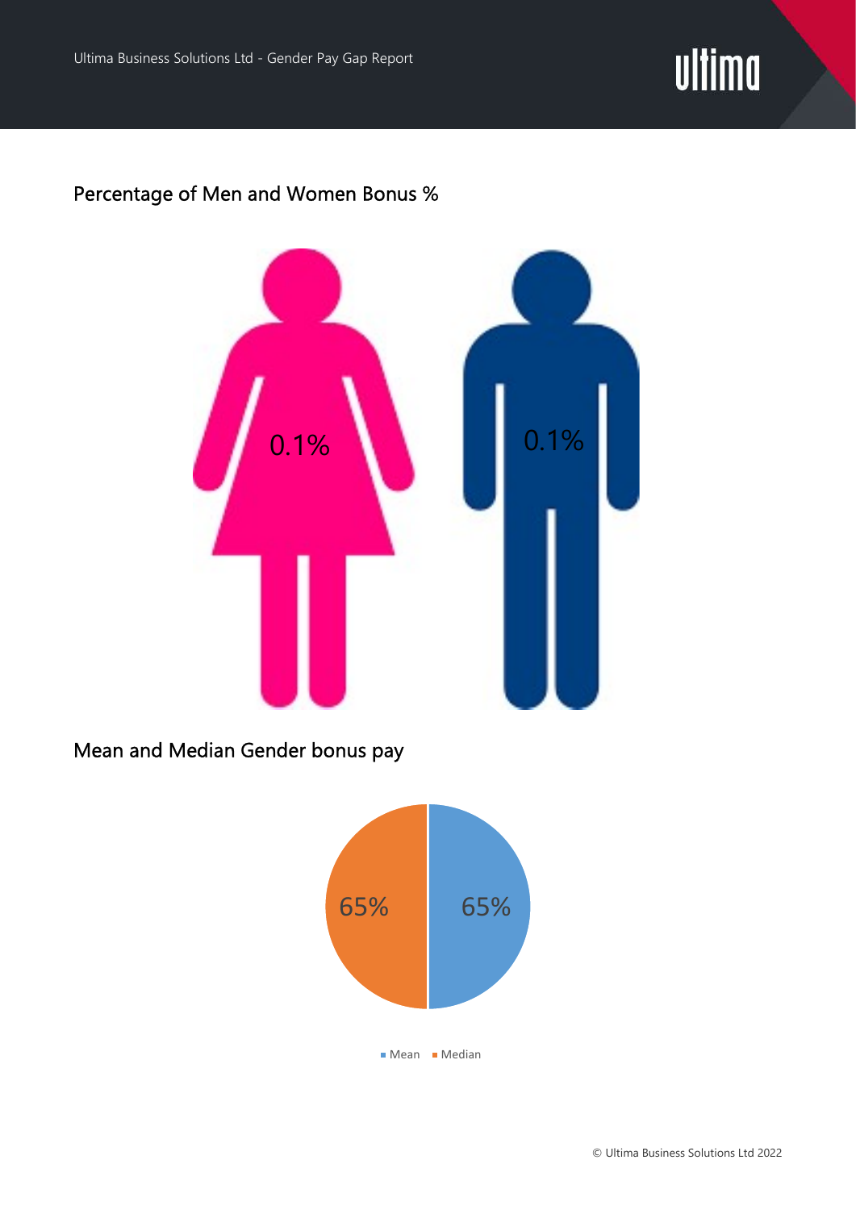## Percentage of Men and Women Bonus %

0.1%

0.1%

## Mean and Median Gender bonus pay

65%

65%

Mean   Median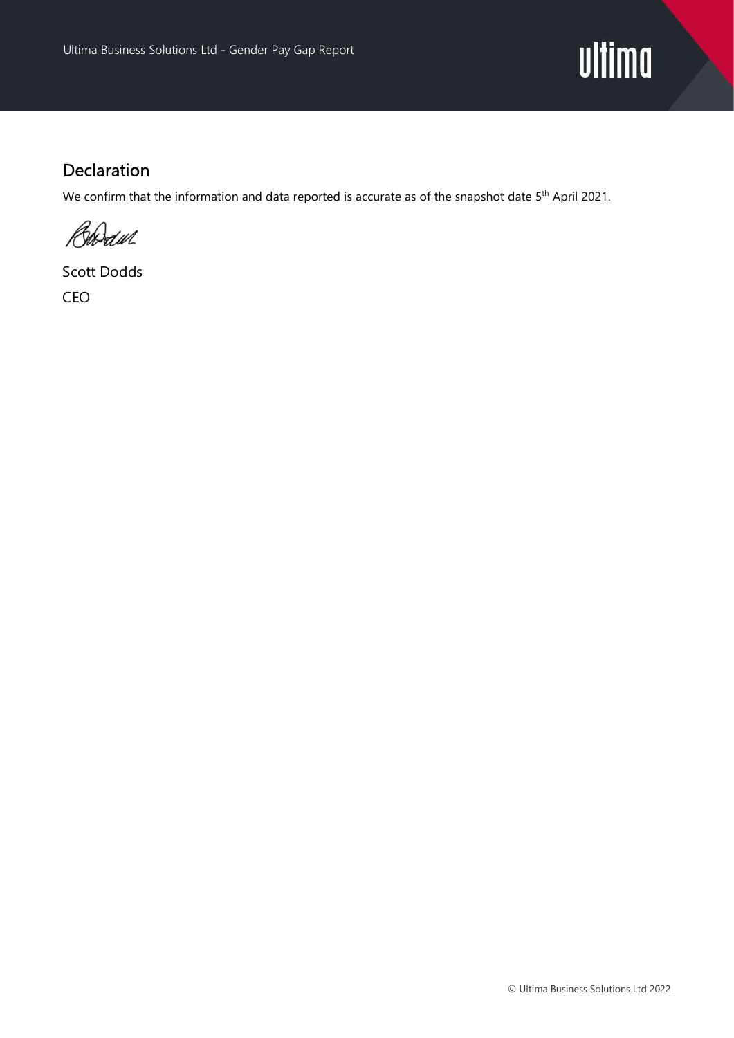## Declaration

We confirm that the information and data reported is accurate as of the snapshot date 5th April 2021.

Scott Dodds

CEO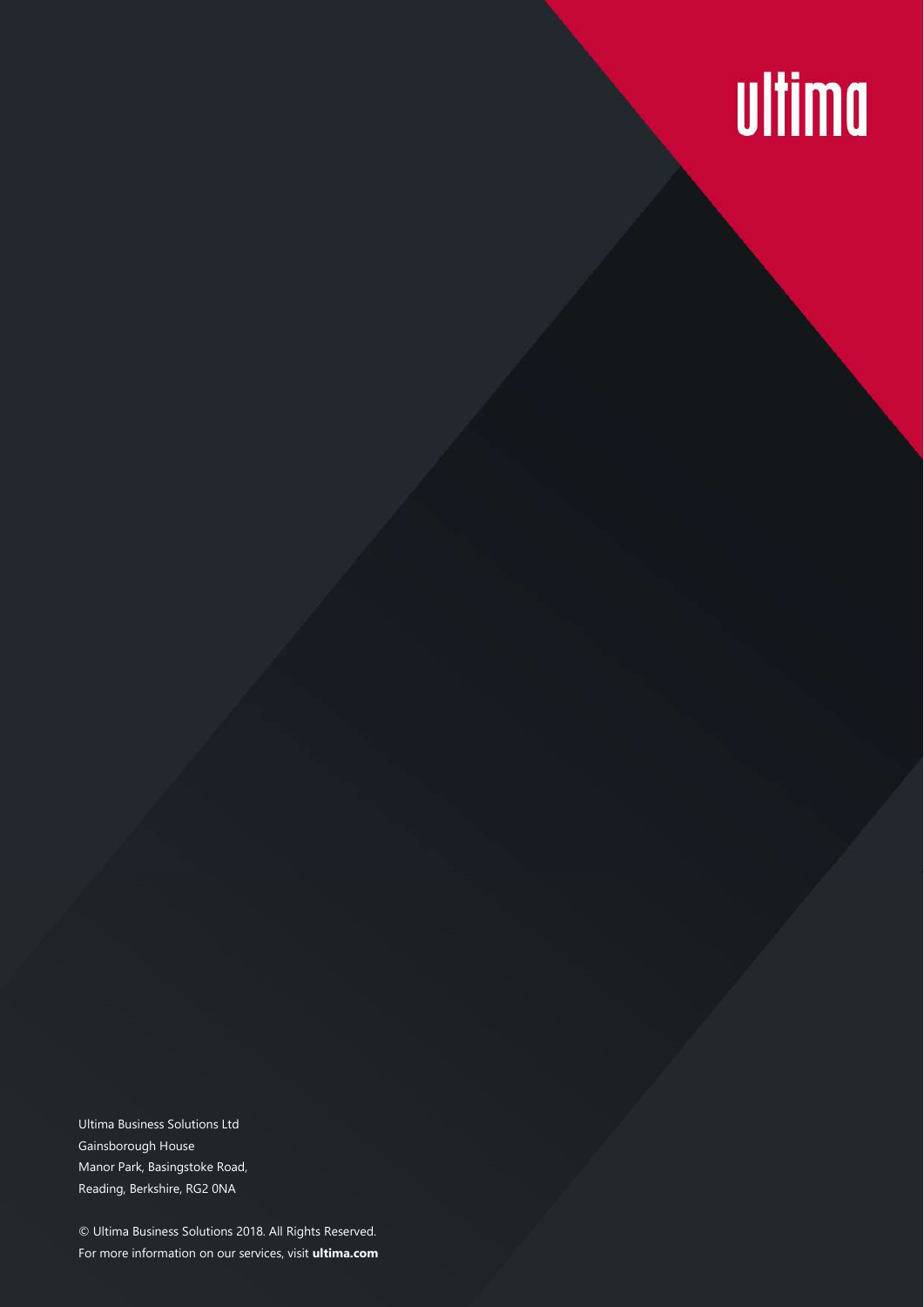ultima

Ultima Business Solutions Ltd
Gainsborough House
Manor Park, Basingstoke Road,
Reading, Berkshire, RG2 0NA

© Ultima Business Solutions 2018. All Rights Reserved.
For more information on our services, visit **ultima.com**